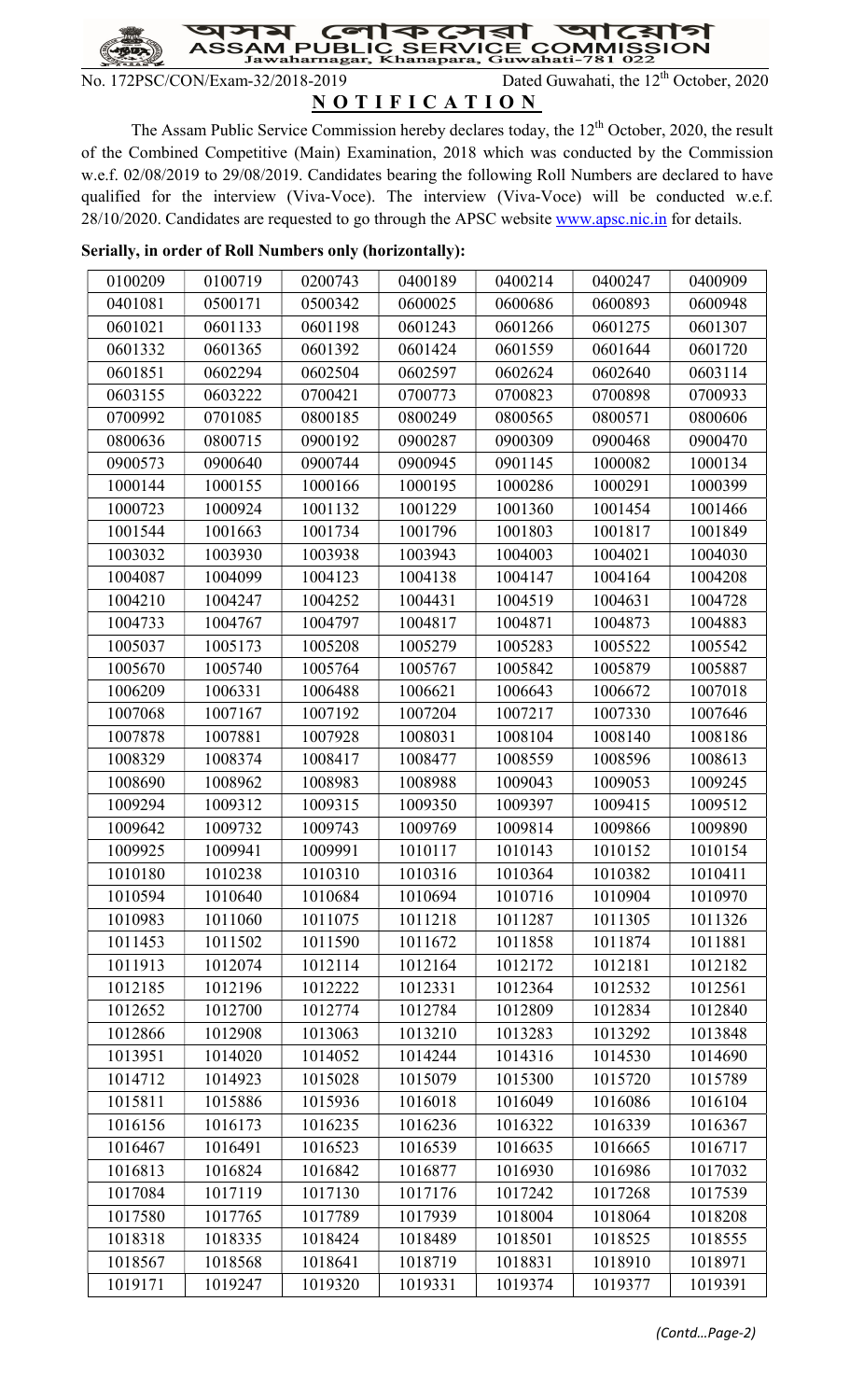# অসম লোক সেৱা আয়োগ
## ASSAM PUBLIC SERVICE COMMISSION
Jawaharnagar, Khanapara, Guwahati-781 022

No. 172PSC/CON/Exam-32/2018-2019 Dated Guwahati, the 12th October, 2020

## N O T I F I C A T I O N

The Assam Public Service Commission hereby declares today, the 12th October, 2020, the result of the Combined Competitive (Main) Examination, 2018 which was conducted by the Commission w.e.f. 02/08/2019 to 29/08/2019. Candidates bearing the following Roll Numbers are declared to have qualified for the interview (Viva-Voce). The interview (Viva-Voce) will be conducted w.e.f. 28/10/2020. Candidates are requested to go through the APSC website www.apsc.nic.in for details.

**Serially, in order of Roll Numbers only (horizontally):**

| | | | | | | |
|---|---|---|---|---|---|---|
| 0100209 | 0100719 | 0200743 | 0400189 | 0400214 | 0400247 | 0400909 |
| 0401081 | 0500171 | 0500342 | 0600025 | 0600686 | 0600893 | 0600948 |
| 0601021 | 0601133 | 0601198 | 0601243 | 0601266 | 0601275 | 0601307 |
| 0601332 | 0601365 | 0601392 | 0601424 | 0601559 | 0601644 | 0601720 |
| 0601851 | 0602294 | 0602504 | 0602597 | 0602624 | 0602640 | 0603114 |
| 0603155 | 0603222 | 0700421 | 0700773 | 0700823 | 0700898 | 0700933 |
| 0700992 | 0701085 | 0800185 | 0800249 | 0800565 | 0800571 | 0800606 |
| 0800636 | 0800715 | 0900192 | 0900287 | 0900309 | 0900468 | 0900470 |
| 0900573 | 0900640 | 0900744 | 0900945 | 0901145 | 1000082 | 1000134 |
| 1000144 | 1000155 | 1000166 | 1000195 | 1000286 | 1000291 | 1000399 |
| 1000723 | 1000924 | 1001132 | 1001229 | 1001360 | 1001454 | 1001466 |
| 1001544 | 1001663 | 1001734 | 1001796 | 1001803 | 1001817 | 1001849 |
| 1003032 | 1003930 | 1003938 | 1003943 | 1004003 | 1004021 | 1004030 |
| 1004087 | 1004099 | 1004123 | 1004138 | 1004147 | 1004164 | 1004208 |
| 1004210 | 1004247 | 1004252 | 1004431 | 1004519 | 1004631 | 1004728 |
| 1004733 | 1004767 | 1004797 | 1004817 | 1004871 | 1004873 | 1004883 |
| 1005037 | 1005173 | 1005208 | 1005279 | 1005283 | 1005522 | 1005542 |
| 1005670 | 1005740 | 1005764 | 1005767 | 1005842 | 1005879 | 1005887 |
| 1006209 | 1006331 | 1006488 | 1006621 | 1006643 | 1006672 | 1007018 |
| 1007068 | 1007167 | 1007192 | 1007204 | 1007217 | 1007330 | 1007646 |
| 1007878 | 1007881 | 1007928 | 1008031 | 1008104 | 1008140 | 1008186 |
| 1008329 | 1008374 | 1008417 | 1008477 | 1008559 | 1008596 | 1008613 |
| 1008690 | 1008962 | 1008983 | 1008988 | 1009043 | 1009053 | 1009245 |
| 1009294 | 1009312 | 1009315 | 1009350 | 1009397 | 1009415 | 1009512 |
| 1009642 | 1009732 | 1009743 | 1009769 | 1009814 | 1009866 | 1009890 |
| 1009925 | 1009941 | 1009991 | 1010117 | 1010143 | 1010152 | 1010154 |
| 1010180 | 1010238 | 1010310 | 1010316 | 1010364 | 1010382 | 1010411 |
| 1010594 | 1010640 | 1010684 | 1010694 | 1010716 | 1010904 | 1010970 |
| 1010983 | 1011060 | 1011075 | 1011218 | 1011287 | 1011305 | 1011326 |
| 1011453 | 1011502 | 1011590 | 1011672 | 1011858 | 1011874 | 1011881 |
| 1011913 | 1012074 | 1012114 | 1012164 | 1012172 | 1012181 | 1012182 |
| 1012185 | 1012196 | 1012222 | 1012331 | 1012364 | 1012532 | 1012561 |
| 1012652 | 1012700 | 1012774 | 1012784 | 1012809 | 1012834 | 1012840 |
| 1012866 | 1012908 | 1013063 | 1013210 | 1013283 | 1013292 | 1013848 |
| 1013951 | 1014020 | 1014052 | 1014244 | 1014316 | 1014530 | 1014690 |
| 1014712 | 1014923 | 1015028 | 1015079 | 1015300 | 1015720 | 1015789 |
| 1015811 | 1015886 | 1015936 | 1016018 | 1016049 | 1016086 | 1016104 |
| 1016156 | 1016173 | 1016235 | 1016236 | 1016322 | 1016339 | 1016367 |
| 1016467 | 1016491 | 1016523 | 1016539 | 1016635 | 1016665 | 1016717 |
| 1016813 | 1016824 | 1016842 | 1016877 | 1016930 | 1016986 | 1017032 |
| 1017084 | 1017119 | 1017130 | 1017176 | 1017242 | 1017268 | 1017539 |
| 1017580 | 1017765 | 1017789 | 1017939 | 1018004 | 1018064 | 1018208 |
| 1018318 | 1018335 | 1018424 | 1018489 | 1018501 | 1018525 | 1018555 |
| 1018567 | 1018568 | 1018641 | 1018719 | 1018831 | 1018910 | 1018971 |
| 1019171 | 1019247 | 1019320 | 1019331 | 1019374 | 1019377 | 1019391 |

*(Contd…Page-2)*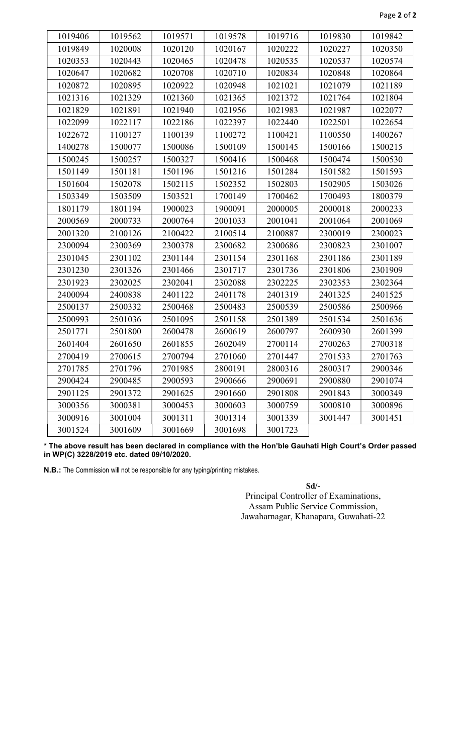| | | | | | | |
|---|---|---|---|---|---|---|
| 1019406 | 1019562 | 1019571 | 1019578 | 1019716 | 1019830 | 1019842 |
| 1019849 | 1020008 | 1020120 | 1020167 | 1020222 | 1020227 | 1020350 |
| 1020353 | 1020443 | 1020465 | 1020478 | 1020535 | 1020537 | 1020574 |
| 1020647 | 1020682 | 1020708 | 1020710 | 1020834 | 1020848 | 1020864 |
| 1020872 | 1020895 | 1020922 | 1020948 | 1021021 | 1021079 | 1021189 |
| 1021316 | 1021329 | 1021360 | 1021365 | 1021372 | 1021764 | 1021804 |
| 1021829 | 1021891 | 1021940 | 1021956 | 1021983 | 1021987 | 1022077 |
| 1022099 | 1022117 | 1022186 | 1022397 | 1022440 | 1022501 | 1022654 |
| 1022672 | 1100127 | 1100139 | 1100272 | 1100421 | 1100550 | 1400267 |
| 1400278 | 1500077 | 1500086 | 1500109 | 1500145 | 1500166 | 1500215 |
| 1500245 | 1500257 | 1500327 | 1500416 | 1500468 | 1500474 | 1500530 |
| 1501149 | 1501181 | 1501196 | 1501216 | 1501284 | 1501582 | 1501593 |
| 1501604 | 1502078 | 1502115 | 1502352 | 1502803 | 1502905 | 1503026 |
| 1503349 | 1503509 | 1503521 | 1700149 | 1700462 | 1700493 | 1800379 |
| 1801179 | 1801194 | 1900023 | 1900091 | 2000005 | 2000018 | 2000233 |
| 2000569 | 2000733 | 2000764 | 2001033 | 2001041 | 2001064 | 2001069 |
| 2001320 | 2100126 | 2100422 | 2100514 | 2100887 | 2300019 | 2300023 |
| 2300094 | 2300369 | 2300378 | 2300682 | 2300686 | 2300823 | 2301007 |
| 2301045 | 2301102 | 2301144 | 2301154 | 2301168 | 2301186 | 2301189 |
| 2301230 | 2301326 | 2301466 | 2301717 | 2301736 | 2301806 | 2301909 |
| 2301923 | 2302025 | 2302041 | 2302088 | 2302225 | 2302353 | 2302364 |
| 2400094 | 2400838 | 2401122 | 2401178 | 2401319 | 2401325 | 2401525 |
| 2500137 | 2500332 | 2500468 | 2500483 | 2500539 | 2500586 | 2500966 |
| 2500993 | 2501036 | 2501095 | 2501158 | 2501389 | 2501534 | 2501636 |
| 2501771 | 2501800 | 2600478 | 2600619 | 2600797 | 2600930 | 2601399 |
| 2601404 | 2601650 | 2601855 | 2602049 | 2700114 | 2700263 | 2700318 |
| 2700419 | 2700615 | 2700794 | 2701060 | 2701447 | 2701533 | 2701763 |
| 2701785 | 2701796 | 2701985 | 2800191 | 2800316 | 2800317 | 2900346 |
| 2900424 | 2900485 | 2900593 | 2900666 | 2900691 | 2900880 | 2901074 |
| 2901125 | 2901372 | 2901625 | 2901660 | 2901808 | 2901843 | 3000349 |
| 3000356 | 3000381 | 3000453 | 3000603 | 3000759 | 3000810 | 3000896 |
| 3000916 | 3001004 | 3001311 | 3001314 | 3001339 | 3001447 | 3001451 |
| 3001524 | 3001609 | 3001669 | 3001698 | 3001723 | | |

**\* The above result has been declared in compliance with the Hon'ble Gauhati High Court's Order passed in WP(C) 3228/2019 etc. dated 09/10/2020.**

**N.B.:** The Commission will not be responsible for any typing/printing mistakes.

**Sd/-**
Principal Controller of Examinations,
Assam Public Service Commission,
Jawaharnagar, Khanapara, Guwahati-22